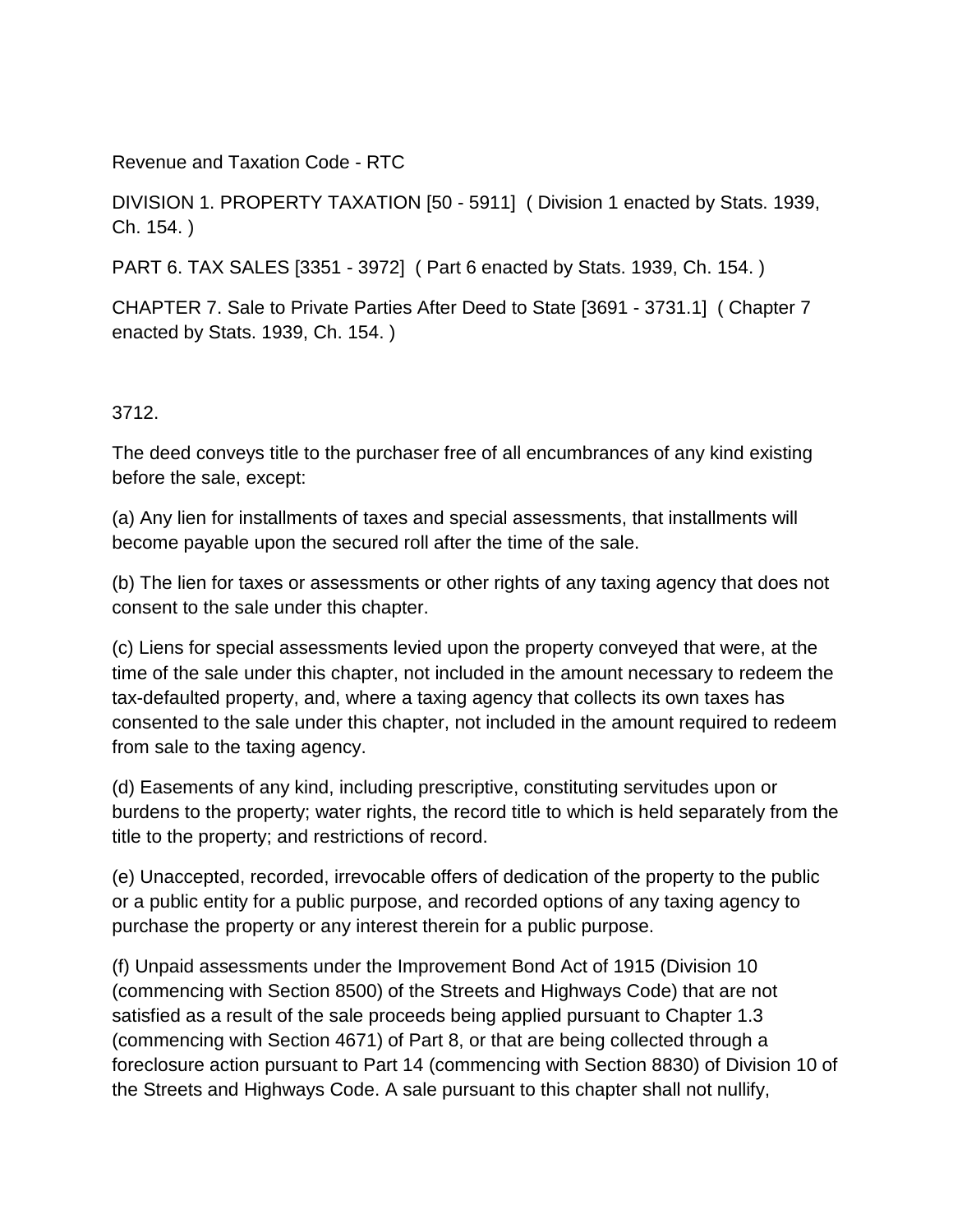Revenue and Taxation Code - RTC

DIVISION 1. PROPERTY TAXATION [50 - 5911] ( Division 1 enacted by Stats. 1939, Ch. 154. )

PART 6. TAX SALES [3351 - 3972] ( Part 6 enacted by Stats. 1939, Ch. 154. )

CHAPTER 7. Sale to Private Parties After Deed to State [3691 - 3731.1] ( Chapter 7 enacted by Stats. 1939, Ch. 154. )

3712.

The deed conveys title to the purchaser free of all encumbrances of any kind existing before the sale, except:

(a) Any lien for installments of taxes and special assessments, that installments will become payable upon the secured roll after the time of the sale.

(b) The lien for taxes or assessments or other rights of any taxing agency that does not consent to the sale under this chapter.

(c) Liens for special assessments levied upon the property conveyed that were, at the time of the sale under this chapter, not included in the amount necessary to redeem the tax-defaulted property, and, where a taxing agency that collects its own taxes has consented to the sale under this chapter, not included in the amount required to redeem from sale to the taxing agency.

(d) Easements of any kind, including prescriptive, constituting servitudes upon or burdens to the property; water rights, the record title to which is held separately from the title to the property; and restrictions of record.

(e) Unaccepted, recorded, irrevocable offers of dedication of the property to the public or a public entity for a public purpose, and recorded options of any taxing agency to purchase the property or any interest therein for a public purpose.

(f) Unpaid assessments under the Improvement Bond Act of 1915 (Division 10 (commencing with Section 8500) of the Streets and Highways Code) that are not satisfied as a result of the sale proceeds being applied pursuant to Chapter 1.3 (commencing with Section 4671) of Part 8, or that are being collected through a foreclosure action pursuant to Part 14 (commencing with Section 8830) of Division 10 of the Streets and Highways Code. A sale pursuant to this chapter shall not nullify,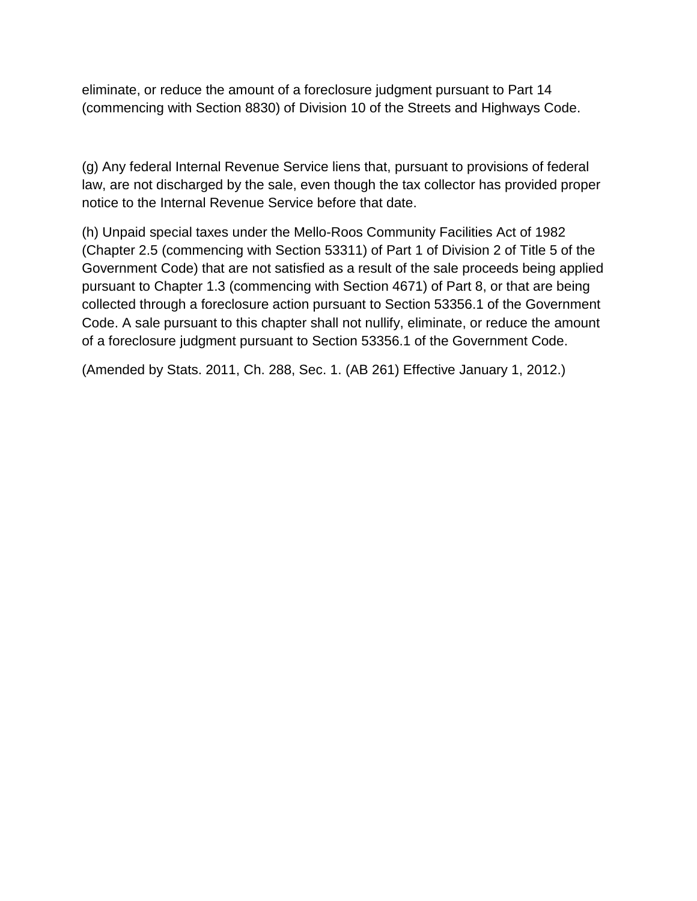eliminate, or reduce the amount of a foreclosure judgment pursuant to Part 14 (commencing with Section 8830) of Division 10 of the Streets and Highways Code.

(g) Any federal Internal Revenue Service liens that, pursuant to provisions of federal law, are not discharged by the sale, even though the tax collector has provided proper notice to the Internal Revenue Service before that date.

(h) Unpaid special taxes under the Mello-Roos Community Facilities Act of 1982 (Chapter 2.5 (commencing with Section 53311) of Part 1 of Division 2 of Title 5 of the Government Code) that are not satisfied as a result of the sale proceeds being applied pursuant to Chapter 1.3 (commencing with Section 4671) of Part 8, or that are being collected through a foreclosure action pursuant to Section 53356.1 of the Government Code. A sale pursuant to this chapter shall not nullify, eliminate, or reduce the amount of a foreclosure judgment pursuant to Section 53356.1 of the Government Code.

(Amended by Stats. 2011, Ch. 288, Sec. 1. (AB 261) Effective January 1, 2012.)